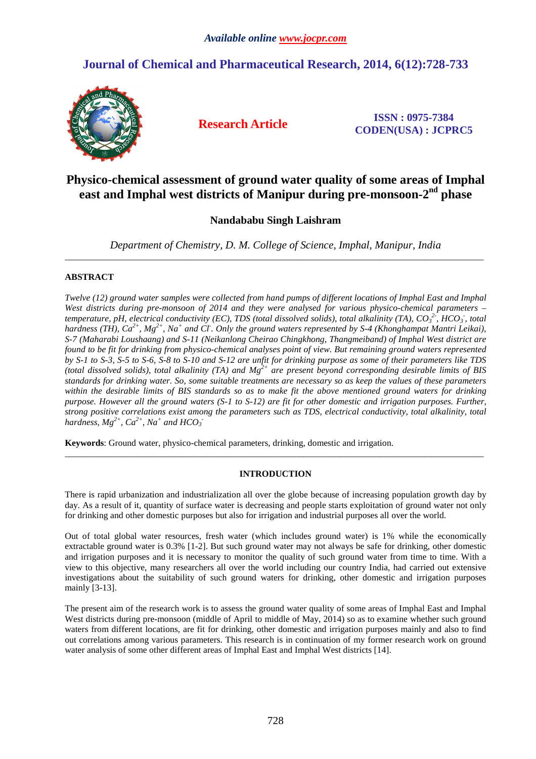*Available online www.jocpr.com*

# Journal of Chemical and Pharmaceutical Research, 2014, 6(12):728-733

**Research Article**

**ISSN : 0975-7384**
**CODEN(USA) : JCPRC5**

# Physico-chemical assessment of ground water quality of some areas of Imphal east and Imphal west districts of Manipur during pre-monsoon-2nd phase

**Nandababu Singh Laishram**

*Department of Chemistry, D. M. College of Science, Imphal, Manipur, India*

---

## ABSTRACT

*Twelve (12) ground water samples were collected from hand pumps of different locations of Imphal East and Imphal West districts during pre-monsoon of 2014 and they were analysed for various physico-chemical parameters – temperature, pH, electrical conductivity (EC), TDS (total dissolved solids), total alkalinity (TA), $CO_3^{2-}$, $HCO_3^-$, total hardness (TH), $Ca^{2+}$, $Mg^{2+}$, $Na^+$ and $Cl^-$. Only the ground waters represented by S-4 (Khonghampat Mantri Leikai), S-7 (Maharabi Loushaang) and S-11 (Neikanlong Cheirao Chingkhong, Thangmeiband) of Imphal West district are found to be fit for drinking from physico-chemical analyses point of view. But remaining ground waters represented by S-1 to S-3, S-5 to S-6, S-8 to S-10 and S-12 are unfit for drinking purpose as some of their parameters like TDS (total dissolved solids), total alkalinity (TA) and $Mg^{2+}$ are present beyond corresponding desirable limits of BIS standards for drinking water. So, some suitable treatments are necessary so as to keep the values of these parameters within the desirable limits of BIS standards so as to make fit the above mentioned ground waters for drinking purpose. However all the ground waters (S-1 to S-12) are fit for other domestic and irrigation purposes. Further, strong positive correlations exist among the parameters such as TDS, electrical conductivity, total alkalinity, total hardness, $Mg^{2+}$, $Ca^{2+}$, $Na^+$ and $HCO_3^-$*

**Keywords**: Ground water, physico-chemical parameters, drinking, domestic and irrigation.

---

## INTRODUCTION

There is rapid urbanization and industrialization all over the globe because of increasing population growth day by day. As a result of it, quantity of surface water is decreasing and people starts exploitation of ground water not only for drinking and other domestic purposes but also for irrigation and industrial purposes all over the world.

Out of total global water resources, fresh water (which includes ground water) is 1% while the economically extractable ground water is 0.3% [1-2]. But such ground water may not always be safe for drinking, other domestic and irrigation purposes and it is necessary to monitor the quality of such ground water from time to time. With a view to this objective, many researchers all over the world including our country India, had carried out extensive investigations about the suitability of such ground waters for drinking, other domestic and irrigation purposes mainly [3-13].

The present aim of the research work is to assess the ground water quality of some areas of Imphal East and Imphal West districts during pre-monsoon (middle of April to middle of May, 2014) so as to examine whether such ground waters from different locations, are fit for drinking, other domestic and irrigation purposes mainly and also to find out correlations among various parameters. This research is in continuation of my former research work on ground water analysis of some other different areas of Imphal East and Imphal West districts [14].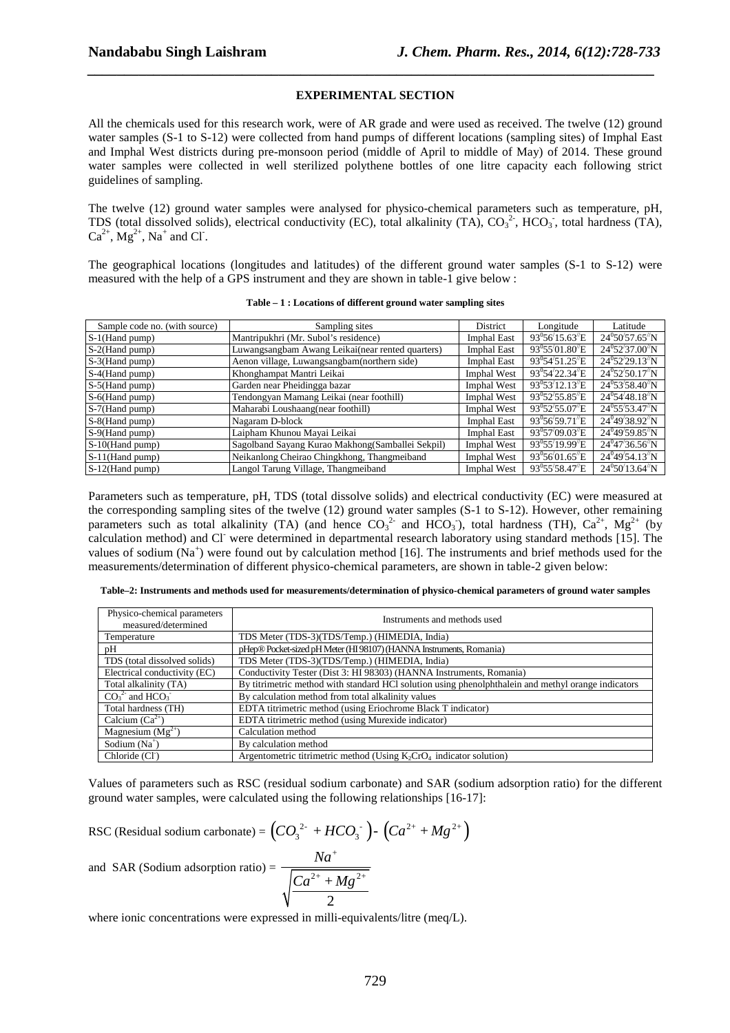## EXPERIMENTAL SECTION

All the chemicals used for this research work, were of AR grade and were used as received. The twelve (12) ground water samples (S-1 to S-12) were collected from hand pumps of different locations (sampling sites) of Imphal East and Imphal West districts during pre-monsoon period (middle of April to middle of May) of 2014. These ground water samples were collected in well sterilized polythene bottles of one litre capacity each following strict guidelines of sampling.

The twelve (12) ground water samples were analysed for physico-chemical parameters such as temperature, pH, TDS (total dissolved solids), electrical conductivity (EC), total alkalinity (TA), $CO_3^{2-}$, $HCO_3^-$, total hardness (TA), $Ca^{2+}$, $Mg^{2+}$, $Na^+$ and $Cl^-$.

The geographical locations (longitudes and latitudes) of the different ground water samples (S-1 to S-12) were measured with the help of a GPS instrument and they are shown in table-1 give below :

**Table – 1 : Locations of different ground water sampling sites**

| Sample code no. (with source) | Sampling sites | District | Longitude | Latitude |
|---|---|---|---|---|
| S-1(Hand pump) | Mantripukhri (Mr. Subol's residence) | Imphal East | $93^0 56' 15.63''$E | $24^0 50' 57.65''$N |
| S-2(Hand pump) | Luwangsangbam Awang Leikai(near rented quarters) | Imphal East | $93^0 55' 01.80''$E | $24^0 52' 37.00''$N |
| S-3(Hand pump) | Aenon village, Luwangsangbam(northern side) | Imphal East | $93^0 54' 51.25''$E | $24^0 52' 29.13''$N |
| S-4(Hand pump) | Khonghampat Mantri Leikai | Imphal West | $93^0 54' 22.34''$E | $24^0 52' 50.17''$N |
| S-5(Hand pump) | Garden near Pheidingga bazar | Imphal West | $93^0 53' 12.13''$E | $24^0 53' 58.40''$N |
| S-6(Hand pump) | Tendongyan Mamang Leikai (near foothill) | Imphal West | $93^0 52' 55.85''$E | $24^0 54' 48.18''$N |
| S-7(Hand pump) | Maharabi Loushaang(near foothill) | Imphal West | $93^0 52' 55.07''$E | $24^0 55' 53.47''$N |
| S-8(Hand pump) | Nagaram D-block | Imphal East | $93^0 56' 59.71''$E | $24^0 49' 38.92''$N |
| S-9(Hand pump) | Laipham Khunou Mayai Leikai | Imphal East | $93^0 57' 09.03''$E | $24^0 49' 59.85''$N |
| S-10(Hand pump) | Sagolband Sayang Kurao Makhong(Samballei Sekpil) | Imphal West | $93^0 55' 19.99''$E | $24^0 47' 36.56''$N |
| S-11(Hand pump) | Neikanlong Cheirao Chingkhong, Thangmeiband | Imphal West | $93^0 56' 01.65''$E | $24^0 49' 54.13''$N |
| S-12(Hand pump) | Langol Tarung Village, Thangmeiband | Imphal West | $93^0 55' 58.47''$E | $24^0 50' 13.64''$N |

Parameters such as temperature, pH, TDS (total dissolve solids) and electrical conductivity (EC) were measured at the corresponding sampling sites of the twelve (12) ground water samples (S-1 to S-12). However, other remaining parameters such as total alkalinity (TA) (and hence $CO_3^{2-}$ and $HCO_3^-$), total hardness (TH), $Ca^{2+}$, $Mg^{2+}$ (by calculation method) and $Cl^-$ were determined in departmental research laboratory using standard methods [15]. The values of sodium ($Na^+$) were found out by calculation method [16]. The instruments and brief methods used for the measurements/determination of different physico-chemical parameters, are shown in table-2 given below:

**Table–2: Instruments and methods used for measurements/determination of physico-chemical parameters of ground water samples**

| Physico-chemical parameters measured/determined | Instruments and methods used |
|---|---|
| Temperature | TDS Meter (TDS-3)(TDS/Temp.) (HIMEDIA, India) |
| pH | pHep® Pocket-sized pH Meter (HI 98107) (HANNA Instruments, Romania) |
| TDS (total dissolved solids) | TDS Meter (TDS-3)(TDS/Temp.) (HIMEDIA, India) |
| Electrical conductivity (EC) | Conductivity Tester (Dist 3: HI 98303) (HANNA Instruments, Romania) |
| Total alkalinity (TA) | By titrimetric method with standard HCl solution using phenolphthalein and methyl orange indicators |
| $CO_3^{2-}$ and $HCO_3^-$ | By calculation method from total alkalinity values |
| Total hardness (TH) | EDTA titrimetric method (using Eriochrome Black T indicator) |
| Calcium ($Ca^{2+}$) | EDTA titrimetric method (using Murexide indicator) |
| Magnesium ($Mg^{2+}$) | Calculation method |
| Sodium ($Na^+$) | By calculation method |
| Chloride ($Cl^-$) | Argentometric titrimetric method (Using $K_2CrO_4$ indicator solution) |

Values of parameters such as RSC (residual sodium carbonate) and SAR (sodium adsorption ratio) for the different ground water samples, were calculated using the following relationships [16-17]:

$$\text{RSC (Residual sodium carbonate)} = \left(CO_3^{2-} + HCO_3^-\right) - \left(Ca^{2+} + Mg^{2+}\right)$$

$$\text{and SAR (Sodium adsorption ratio)} = \frac{Na^+}{\sqrt{\dfrac{Ca^{2+} + Mg^{2+}}{2}}}$$

where ionic concentrations were expressed in milli-equivalents/litre (meq/L).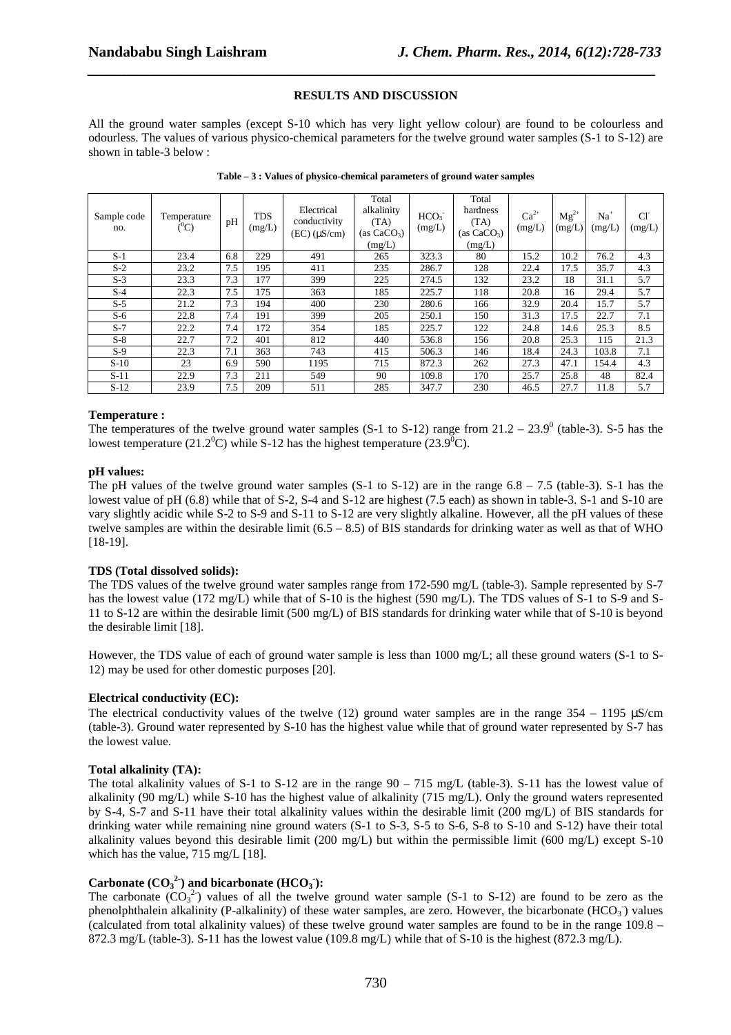## RESULTS AND DISCUSSION

All the ground water samples (except S-10 which has very light yellow colour) are found to be colourless and odourless. The values of various physico-chemical parameters for the twelve ground water samples (S-1 to S-12) are shown in table-3 below :

**Table – 3 : Values of physico-chemical parameters of ground water samples**

| Sample code no. | Temperature ($^0$C) | pH | TDS (mg/L) | Electrical conductivity (EC) (μS/cm) | Total alkalinity (TA) (as $CaCO_3$) (mg/L) | $HCO_3^-$ (mg/L) | Total hardness (TA) (as $CaCO_3$) (mg/L) | $Ca^{2+}$ (mg/L) | $Mg^{2+}$ (mg/L) | $Na^+$ (mg/L) | $Cl^-$ (mg/L) |
|---|---|---|---|---|---|---|---|---|---|---|---|
| S-1 | 23.4 | 6.8 | 229 | 491 | 265 | 323.3 | 80 | 15.2 | 10.2 | 76.2 | 4.3 |
| S-2 | 23.2 | 7.5 | 195 | 411 | 235 | 286.7 | 128 | 22.4 | 17.5 | 35.7 | 4.3 |
| S-3 | 23.3 | 7.3 | 177 | 399 | 225 | 274.5 | 132 | 23.2 | 18 | 31.1 | 5.7 |
| S-4 | 22.3 | 7.5 | 175 | 363 | 185 | 225.7 | 118 | 20.8 | 16 | 29.4 | 5.7 |
| S-5 | 21.2 | 7.3 | 194 | 400 | 230 | 280.6 | 166 | 32.9 | 20.4 | 15.7 | 5.7 |
| S-6 | 22.8 | 7.4 | 191 | 399 | 205 | 250.1 | 150 | 31.3 | 17.5 | 22.7 | 7.1 |
| S-7 | 22.2 | 7.4 | 172 | 354 | 185 | 225.7 | 122 | 24.8 | 14.6 | 25.3 | 8.5 |
| S-8 | 22.7 | 7.2 | 401 | 812 | 440 | 536.8 | 156 | 20.8 | 25.3 | 115 | 21.3 |
| S-9 | 22.3 | 7.1 | 363 | 743 | 415 | 506.3 | 146 | 18.4 | 24.3 | 103.8 | 7.1 |
| S-10 | 23 | 6.9 | 590 | 1195 | 715 | 872.3 | 262 | 27.3 | 47.1 | 154.4 | 4.3 |
| S-11 | 22.9 | 7.3 | 211 | 549 | 90 | 109.8 | 170 | 25.7 | 25.8 | 48 | 82.4 |
| S-12 | 23.9 | 7.5 | 209 | 511 | 285 | 347.7 | 230 | 46.5 | 27.7 | 11.8 | 5.7 |

### Temperature :

The temperatures of the twelve ground water samples (S-1 to S-12) range from $21.2 – 23.9^0$ (table-3). S-5 has the lowest temperature ($21.2^0$C) while S-12 has the highest temperature ($23.9^0$C).

### pH values:

The pH values of the twelve ground water samples (S-1 to S-12) are in the range 6.8 – 7.5 (table-3). S-1 has the lowest value of pH (6.8) while that of S-2, S-4 and S-12 are highest (7.5 each) as shown in table-3. S-1 and S-10 are vary slightly acidic while S-2 to S-9 and S-11 to S-12 are very slightly alkaline. However, all the pH values of these twelve samples are within the desirable limit (6.5 – 8.5) of BIS standards for drinking water as well as that of WHO [18-19].

### TDS (Total dissolved solids):

The TDS values of the twelve ground water samples range from 172-590 mg/L (table-3). Sample represented by S-7 has the lowest value (172 mg/L) while that of S-10 is the highest (590 mg/L). The TDS values of S-1 to S-9 and S-11 to S-12 are within the desirable limit (500 mg/L) of BIS standards for drinking water while that of S-10 is beyond the desirable limit [18].

However, the TDS value of each of ground water sample is less than 1000 mg/L; all these ground waters (S-1 to S-12) may be used for other domestic purposes [20].

### Electrical conductivity (EC):

The electrical conductivity values of the twelve (12) ground water samples are in the range 354 – 1195 μS/cm (table-3). Ground water represented by S-10 has the highest value while that of ground water represented by S-7 has the lowest value.

### Total alkalinity (TA):

The total alkalinity values of S-1 to S-12 are in the range 90 – 715 mg/L (table-3). S-11 has the lowest value of alkalinity (90 mg/L) while S-10 has the highest value of alkalinity (715 mg/L). Only the ground waters represented by S-4, S-7 and S-11 have their total alkalinity values within the desirable limit (200 mg/L) of BIS standards for drinking water while remaining nine ground waters (S-1 to S-3, S-5 to S-6, S-8 to S-10 and S-12) have their total alkalinity values beyond this desirable limit (200 mg/L) but within the permissible limit (600 mg/L) except S-10 which has the value, 715 mg/L [18].

### Carbonate ($CO_3^{2-}$) and bicarbonate ($HCO_3^-$):

The carbonate ($CO_3^{2-}$) values of all the twelve ground water sample (S-1 to S-12) are found to be zero as the phenolphthalein alkalinity (P-alkalinity) of these water samples, are zero. However, the bicarbonate ($HCO_3^-$) values (calculated from total alkalinity values) of these twelve ground water samples are found to be in the range 109.8 – 872.3 mg/L (table-3). S-11 has the lowest value (109.8 mg/L) while that of S-10 is the highest (872.3 mg/L).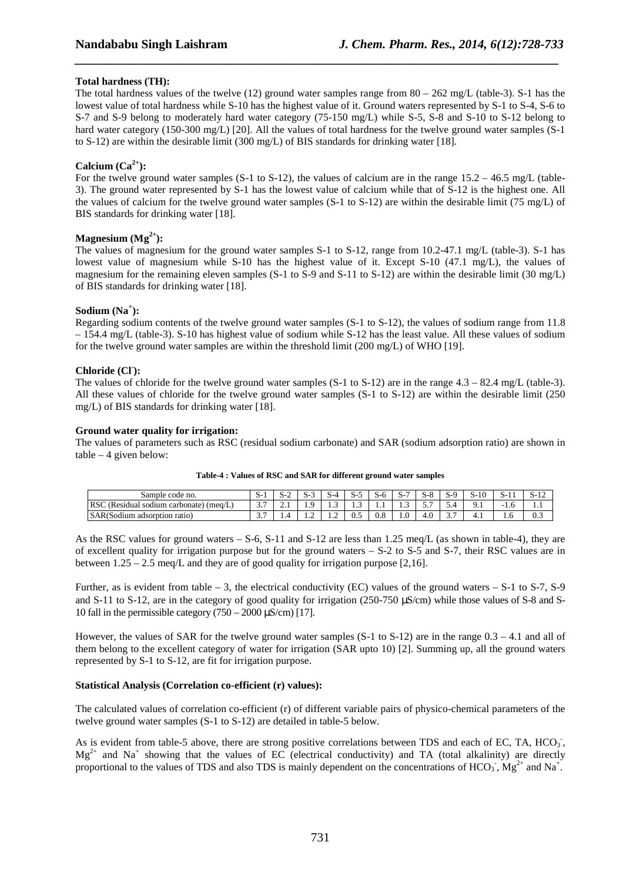**Total hardness (TH):**

The total hardness values of the twelve (12) ground water samples range from 80 – 262 mg/L (table-3). S-1 has the lowest value of total hardness while S-10 has the highest value of it. Ground waters represented by S-1 to S-4, S-6 to S-7 and S-9 belong to moderately hard water category (75-150 mg/L) while S-5, S-8 and S-10 to S-12 belong to hard water category (150-300 mg/L) [20]. All the values of total hardness for the twelve ground water samples (S-1 to S-12) are within the desirable limit (300 mg/L) of BIS standards for drinking water [18].

**Calcium ($Ca^{2+}$):**

For the twelve ground water samples (S-1 to S-12), the values of calcium are in the range 15.2 – 46.5 mg/L (table-3). The ground water represented by S-1 has the lowest value of calcium while that of S-12 is the highest one. All the values of calcium for the twelve ground water samples (S-1 to S-12) are within the desirable limit (75 mg/L) of BIS standards for drinking water [18].

**Magnesium ($Mg^{2+}$):**

The values of magnesium for the ground water samples S-1 to S-12, range from 10.2-47.1 mg/L (table-3). S-1 has lowest value of magnesium while S-10 has the highest value of it. Except S-10 (47.1 mg/L), the values of magnesium for the remaining eleven samples (S-1 to S-9 and S-11 to S-12) are within the desirable limit (30 mg/L) of BIS standards for drinking water [18].

**Sodium ($Na^{+}$):**

Regarding sodium contents of the twelve ground water samples (S-1 to S-12), the values of sodium range from 11.8 – 154.4 mg/L (table-3). S-10 has highest value of sodium while S-12 has the least value. All these values of sodium for the twelve ground water samples are within the threshold limit (200 mg/L) of WHO [19].

**Chloride ($Cl^{-}$):**

The values of chloride for the twelve ground water samples (S-1 to S-12) are in the range 4.3 – 82.4 mg/L (table-3). All these values of chloride for the twelve ground water samples (S-1 to S-12) are within the desirable limit (250 mg/L) of BIS standards for drinking water [18].

**Ground water quality for irrigation:**

The values of parameters such as RSC (residual sodium carbonate) and SAR (sodium adsorption ratio) are shown in table – 4 given below:

**Table-4 : Values of RSC and SAR for different ground water samples**

| Sample code no. | S-1 | S-2 | S-3 | S-4 | S-5 | S-6 | S-7 | S-8 | S-9 | S-10 | S-11 | S-12 |
|---|---|---|---|---|---|---|---|---|---|---|---|---|
| RSC (Residual sodium carbonate) (meq/L) | 3.7 | 2.1 | 1.9 | 1.3 | 1.3 | 1.1 | 1.3 | 5.7 | 5.4 | 9.1 | -1.6 | 1.1 |
| SAR(Sodium adsorption ratio) | 3.7 | 1.4 | 1.2 | 1.2 | 0.5 | 0.8 | 1.0 | 4.0 | 3.7 | 4.1 | 1.6 | 0.3 |

As the RSC values for ground waters – S-6, S-11 and S-12 are less than 1.25 meq/L (as shown in table-4), they are of excellent quality for irrigation purpose but for the ground waters – S-2 to S-5 and S-7, their RSC values are in between 1.25 – 2.5 meq/L and they are of good quality for irrigation purpose [2,16].

Further, as is evident from table – 3, the electrical conductivity (EC) values of the ground waters – S-1 to S-7, S-9 and S-11 to S-12, are in the category of good quality for irrigation (250-750 µS/cm) while those values of S-8 and S-10 fall in the permissible category (750 – 2000 µS/cm) [17].

However, the values of SAR for the twelve ground water samples (S-1 to S-12) are in the range 0.3 – 4.1 and all of them belong to the excellent category of water for irrigation (SAR upto 10) [2]. Summing up, all the ground waters represented by S-1 to S-12, are fit for irrigation purpose.

**Statistical Analysis (Correlation co-efficient (r) values):**

The calculated values of correlation co-efficient (r) of different variable pairs of physico-chemical parameters of the twelve ground water samples (S-1 to S-12) are detailed in table-5 below.

As is evident from table-5 above, there are strong positive correlations between TDS and each of EC, TA, $HCO_3^-$, $Mg^{2+}$ and $Na^+$ showing that the values of EC (electrical conductivity) and TA (total alkalinity) are directly proportional to the values of TDS and also TDS is mainly dependent on the concentrations of $HCO_3^-$, $Mg^{2+}$ and $Na^+$.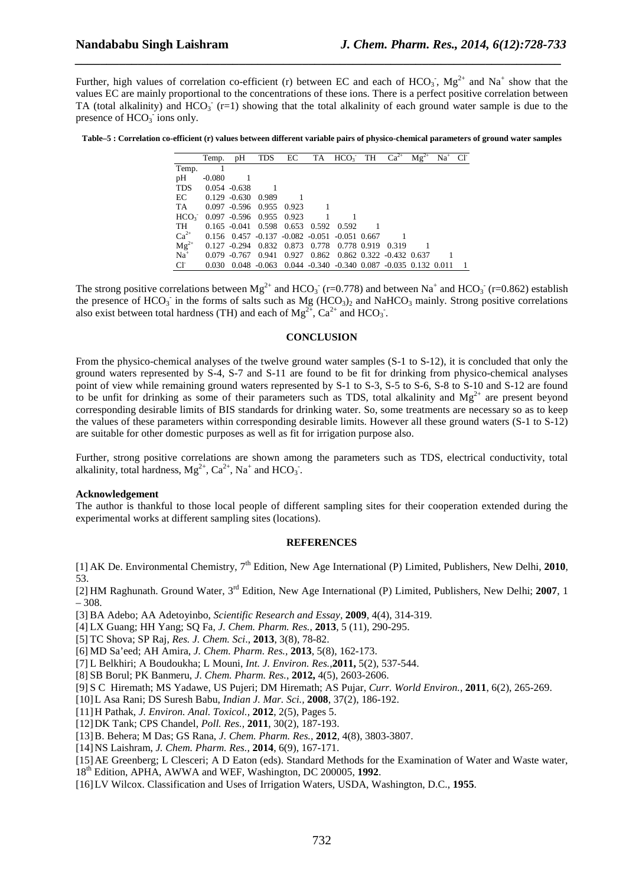Further, high values of correlation co-efficient (r) between EC and each of $HCO_3^-$, $Mg^{2+}$ and $Na^+$ show that the values EC are mainly proportional to the concentrations of these ions. There is a perfect positive correlation between TA (total alkalinity) and $HCO_3^-$ (r=1) showing that the total alkalinity of each ground water sample is due to the presence of $HCO_3^-$ ions only.

**Table–5 : Correlation co-efficient (r) values between different variable pairs of physico-chemical parameters of ground water samples**

| | Temp. | pH | TDS | EC | TA | $HCO_3^-$ | TH | $Ca^{2+}$ | $Mg^{2+}$ | $Na^+$ | $Cl^-$ |
|---|---|---|---|---|---|---|---|---|---|---|---|
| Temp. | 1 | | | | | | | | | | |
| pH | -0.080 | 1 | | | | | | | | | |
| TDS | 0.054 | -0.638 | 1 | | | | | | | | |
| EC | 0.129 | -0.630 | 0.989 | 1 | | | | | | | |
| TA | 0.097 | -0.596 | 0.955 | 0.923 | 1 | | | | | | |
| $HCO_3^-$ | 0.097 | -0.596 | 0.955 | 0.923 | 1 | 1 | | | | | |
| TH | 0.165 | -0.041 | 0.598 | 0.653 | 0.592 | 0.592 | 1 | | | | |
| $Ca^{2+}$ | 0.156 | 0.457 | -0.137 | -0.082 | -0.051 | -0.051 | 0.667 | 1 | | | |
| $Mg^{2+}$ | 0.127 | -0.294 | 0.832 | 0.873 | 0.778 | 0.778 | 0.919 | 0.319 | 1 | | |
| $Na^+$ | 0.079 | -0.767 | 0.941 | 0.927 | 0.862 | 0.862 | 0.322 | -0.432 | 0.637 | 1 | |
| $Cl^-$ | 0.030 | 0.048 | -0.063 | 0.044 | -0.340 | -0.340 | 0.087 | -0.035 | 0.132 | 0.011 | 1 |

The strong positive correlations between $Mg^{2+}$ and $HCO_3^-$ (r=0.778) and between $Na^+$ and $HCO_3^-$ (r=0.862) establish the presence of $HCO_3^-$ in the forms of salts such as $Mg(HCO_3)_2$ and $NaHCO_3$ mainly. Strong positive correlations also exist between total hardness (TH) and each of $Mg^{2+}$, $Ca^{2+}$ and $HCO_3^-$.

## CONCLUSION

From the physico-chemical analyses of the twelve ground water samples (S-1 to S-12), it is concluded that only the ground waters represented by S-4, S-7 and S-11 are found to be fit for drinking from physico-chemical analyses point of view while remaining ground waters represented by S-1 to S-3, S-5 to S-6, S-8 to S-10 and S-12 are found to be unfit for drinking as some of their parameters such as TDS, total alkalinity and $Mg^{2+}$ are present beyond corresponding desirable limits of BIS standards for drinking water. So, some treatments are necessary so as to keep the values of these parameters within corresponding desirable limits. However all these ground waters (S-1 to S-12) are suitable for other domestic purposes as well as fit for irrigation purpose also.

Further, strong positive correlations are shown among the parameters such as TDS, electrical conductivity, total alkalinity, total hardness, $Mg^{2+}$, $Ca^{2+}$, $Na^+$ and $HCO_3^-$.

### Acknowledgement

The author is thankful to those local people of different sampling sites for their cooperation extended during the experimental works at different sampling sites (locations).

## REFERENCES

[1] AK De. Environmental Chemistry, 7th Edition, New Age International (P) Limited, Publishers, New Delhi, **2010**, 53.

[2] HM Raghunath. Ground Water, 3rd Edition, New Age International (P) Limited, Publishers, New Delhi; **2007**, 1 – 308.

[3] BA Adebo; AA Adetoyinbo, *Scientific Research and Essay*, **2009**, 4(4), 314-319.

[4] LX Guang; HH Yang; SQ Fa, *J. Chem. Pharm. Res.,* **2013**, 5 (11), 290-295.

[5] TC Shova; SP Raj, *Res. J. Chem. Sci*., **2013**, 3(8), 78-82.

[6] MD Sa'eed; AH Amira, *J. Chem. Pharm. Res.,* **2013**, 5(8), 162-173.

[7] L Belkhiri; A Boudoukha; L Mouni, *Int. J. Environ. Res.,***2011,** 5(2), 537-544.

[8] SB Borul; PK Banmeru, *J. Chem. Pharm. Res.*, **2012,** 4(5), 2603-2606.

[9] S C Hiremath; MS Yadawe, US Pujeri; DM Hiremath; AS Pujar, *Curr. World Environ.*, **2011**, 6(2), 265-269.

[10] L Asa Rani; DS Suresh Babu, *Indian J. Mar. Sci.*, **2008**, 37(2), 186-192.

[11] H Pathak, *J. Environ. Anal. Toxicol.,* **2012**, 2(5), Pages 5.

[12] DK Tank; CPS Chandel, *Poll. Res.,* **2011**, 30(2), 187-193.

[13] B. Behera; M Das; GS Rana, *J. Chem. Pharm. Res.,* **2012**, 4(8), 3803-3807.

[14] NS Laishram, *J. Chem. Pharm. Res.*, **2014**, 6(9), 167-171.

[15] AE Greenberg; L Clesceri; A D Eaton (eds). Standard Methods for the Examination of Water and Waste water, 18th Edition, APHA, AWWA and WEF, Washington, DC 200005, **1992**.

[16] LV Wilcox. Classification and Uses of Irrigation Waters, USDA, Washington, D.C., **1955**.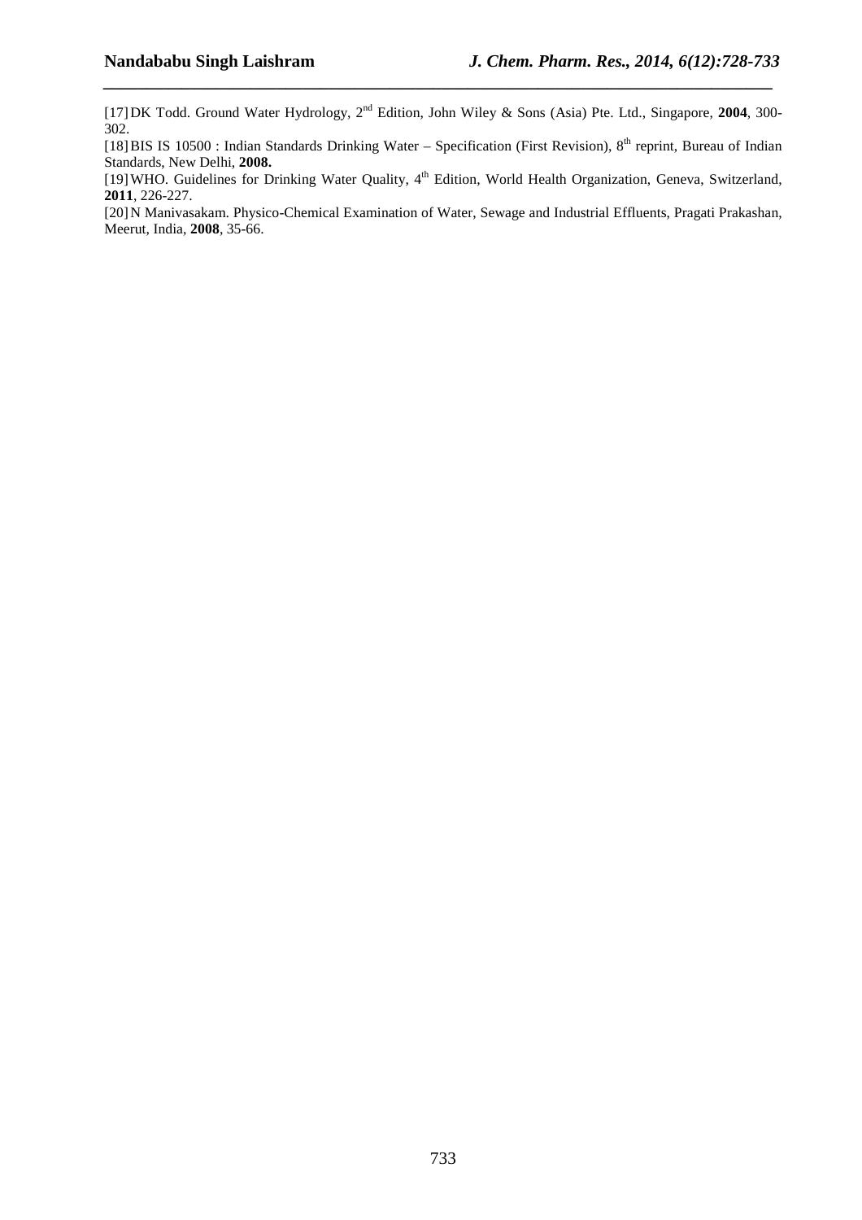[17] DK Todd. Ground Water Hydrology, 2nd Edition, John Wiley & Sons (Asia) Pte. Ltd., Singapore, **2004**, 300-302.

[18] BIS IS 10500 : Indian Standards Drinking Water – Specification (First Revision), 8th reprint, Bureau of Indian Standards, New Delhi, **2008.**

[19] WHO. Guidelines for Drinking Water Quality, 4th Edition, World Health Organization, Geneva, Switzerland, **2011**, 226-227.

[20] N Manivasakam. Physico-Chemical Examination of Water, Sewage and Industrial Effluents, Pragati Prakashan, Meerut, India, **2008**, 35-66.